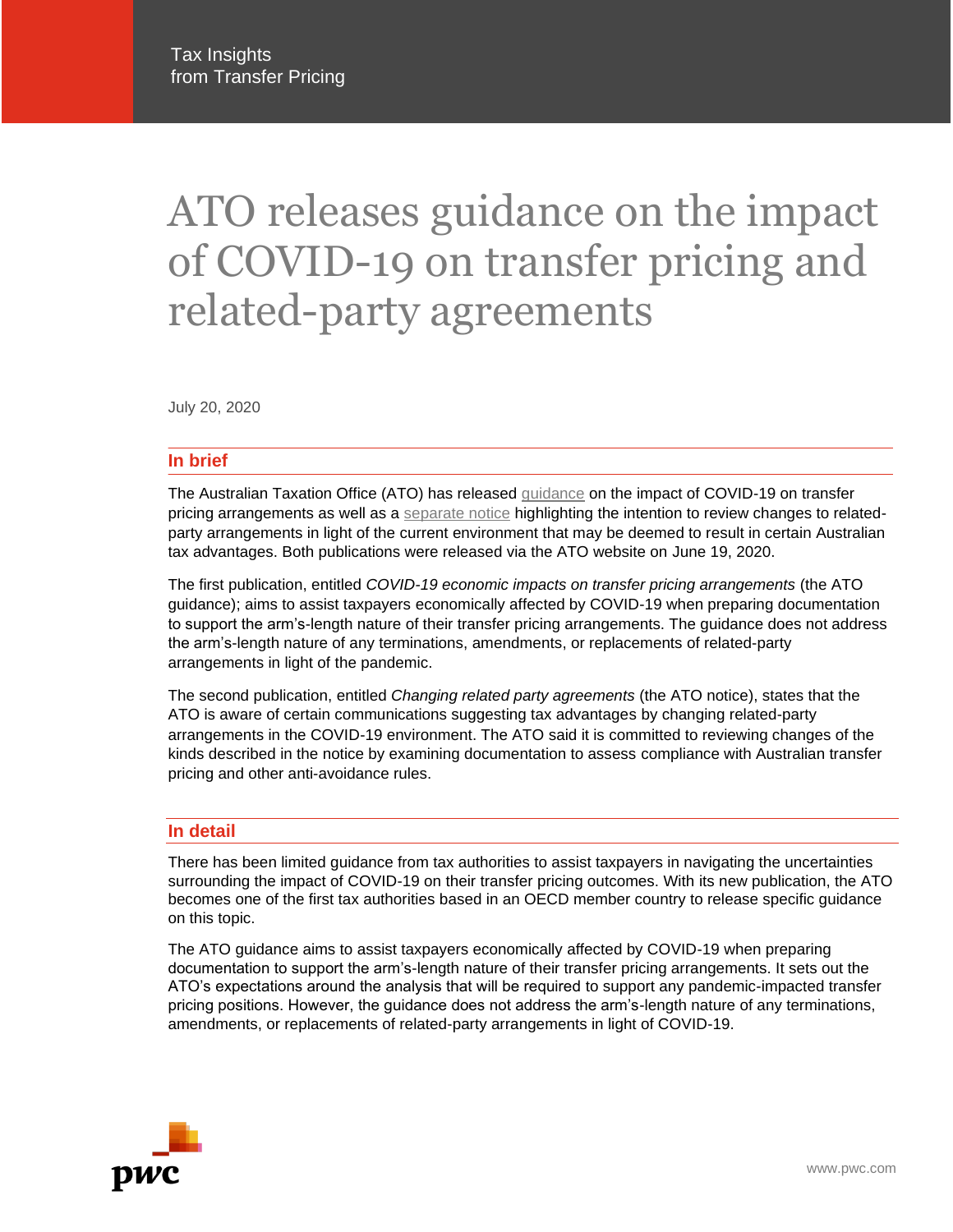Tax Insights from Transfer Pricing

# ATO releases guidance on the impact of COVID-19 on transfer pricing and related-party agreements

July 20, 2020

## In brief

The Australian Taxation Office (ATO) has released guidance on the impact of COVID-19 on transfer pricing arrangements as well as a separate notice highlighting the intention to review changes to related-party arrangements in light of the current environment that may be deemed to result in certain Australian tax advantages. Both publications were released via the ATO website on June 19, 2020.

The first publication, entitled *COVID-19 economic impacts on transfer pricing arrangements* (the ATO guidance); aims to assist taxpayers economically affected by COVID-19 when preparing documentation to support the arm's-length nature of their transfer pricing arrangements. The guidance does not address the arm's-length nature of any terminations, amendments, or replacements of related-party arrangements in light of the pandemic.

The second publication, entitled *Changing related party agreements* (the ATO notice), states that the ATO is aware of certain communications suggesting tax advantages by changing related-party arrangements in the COVID-19 environment. The ATO said it is committed to reviewing changes of the kinds described in the notice by examining documentation to assess compliance with Australian transfer pricing and other anti-avoidance rules.

## In detail

There has been limited guidance from tax authorities to assist taxpayers in navigating the uncertainties surrounding the impact of COVID-19 on their transfer pricing outcomes. With its new publication, the ATO becomes one of the first tax authorities based in an OECD member country to release specific guidance on this topic.

The ATO guidance aims to assist taxpayers economically affected by COVID-19 when preparing documentation to support the arm's-length nature of their transfer pricing arrangements. It sets out the ATO's expectations around the analysis that will be required to support any pandemic-impacted transfer pricing positions. However, the guidance does not address the arm's-length nature of any terminations, amendments, or replacements of related-party arrangements in light of COVID-19.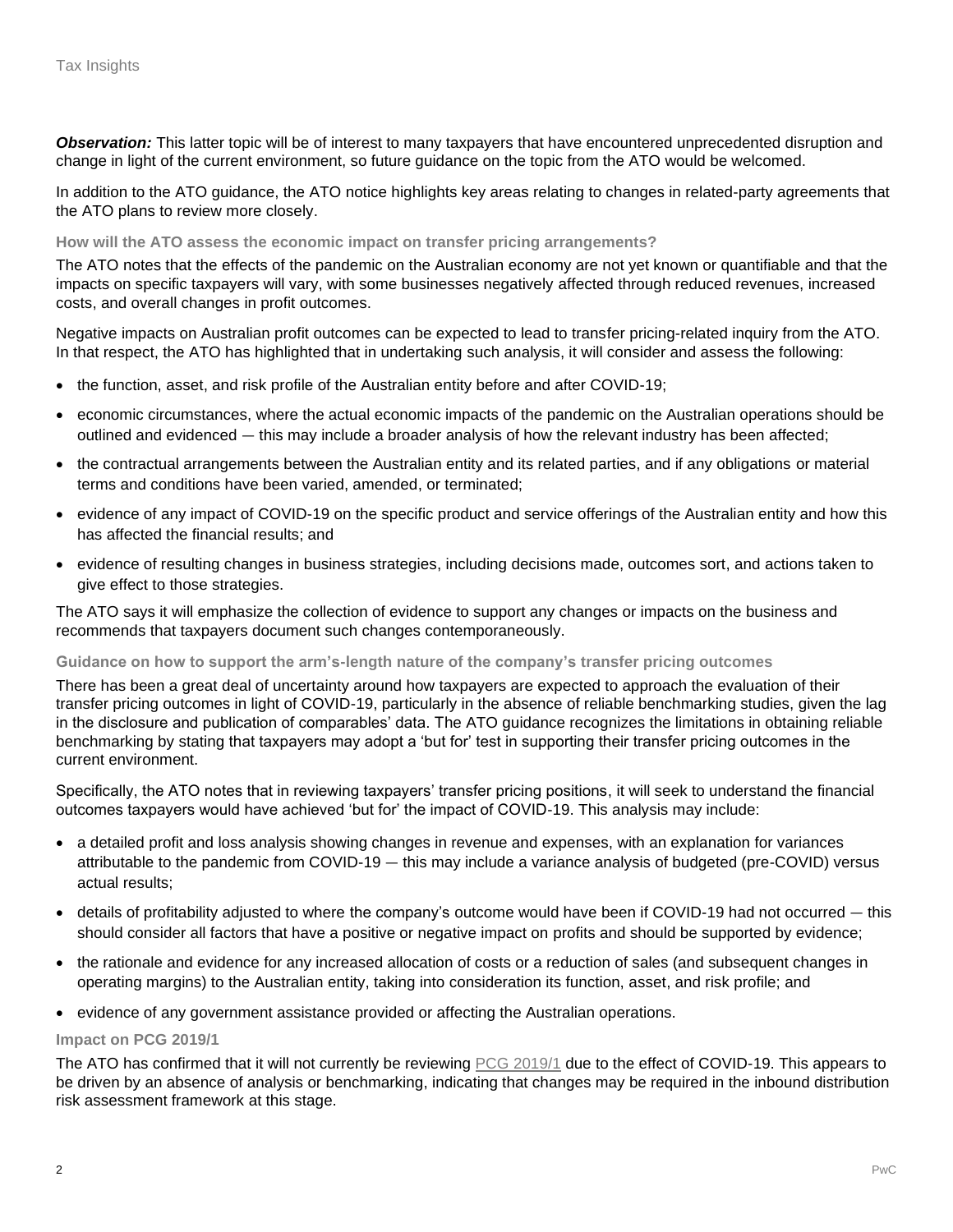***Observation:*** This latter topic will be of interest to many taxpayers that have encountered unprecedented disruption and change in light of the current environment, so future guidance on the topic from the ATO would be welcomed.

In addition to the ATO guidance, the ATO notice highlights key areas relating to changes in related-party agreements that the ATO plans to review more closely.

### How will the ATO assess the economic impact on transfer pricing arrangements?

The ATO notes that the effects of the pandemic on the Australian economy are not yet known or quantifiable and that the impacts on specific taxpayers will vary, with some businesses negatively affected through reduced revenues, increased costs, and overall changes in profit outcomes.

Negative impacts on Australian profit outcomes can be expected to lead to transfer pricing-related inquiry from the ATO. In that respect, the ATO has highlighted that in undertaking such analysis, it will consider and assess the following:

- the function, asset, and risk profile of the Australian entity before and after COVID-19;
- economic circumstances, where the actual economic impacts of the pandemic on the Australian operations should be outlined and evidenced — this may include a broader analysis of how the relevant industry has been affected;
- the contractual arrangements between the Australian entity and its related parties, and if any obligations or material terms and conditions have been varied, amended, or terminated;
- evidence of any impact of COVID-19 on the specific product and service offerings of the Australian entity and how this has affected the financial results; and
- evidence of resulting changes in business strategies, including decisions made, outcomes sort, and actions taken to give effect to those strategies.

The ATO says it will emphasize the collection of evidence to support any changes or impacts on the business and recommends that taxpayers document such changes contemporaneously.

### Guidance on how to support the arm's-length nature of the company's transfer pricing outcomes

There has been a great deal of uncertainty around how taxpayers are expected to approach the evaluation of their transfer pricing outcomes in light of COVID-19, particularly in the absence of reliable benchmarking studies, given the lag in the disclosure and publication of comparables' data. The ATO guidance recognizes the limitations in obtaining reliable benchmarking by stating that taxpayers may adopt a 'but for' test in supporting their transfer pricing outcomes in the current environment.

Specifically, the ATO notes that in reviewing taxpayers' transfer pricing positions, it will seek to understand the financial outcomes taxpayers would have achieved 'but for' the impact of COVID-19. This analysis may include:

- a detailed profit and loss analysis showing changes in revenue and expenses, with an explanation for variances attributable to the pandemic from COVID-19 — this may include a variance analysis of budgeted (pre-COVID) versus actual results;
- details of profitability adjusted to where the company's outcome would have been if COVID-19 had not occurred — this should consider all factors that have a positive or negative impact on profits and should be supported by evidence;
- the rationale and evidence for any increased allocation of costs or a reduction of sales (and subsequent changes in operating margins) to the Australian entity, taking into consideration its function, asset, and risk profile; and
- evidence of any government assistance provided or affecting the Australian operations.

### Impact on PCG 2019/1

The ATO has confirmed that it will not currently be reviewing PCG 2019/1 due to the effect of COVID-19. This appears to be driven by an absence of analysis or benchmarking, indicating that changes may be required in the inbound distribution risk assessment framework at this stage.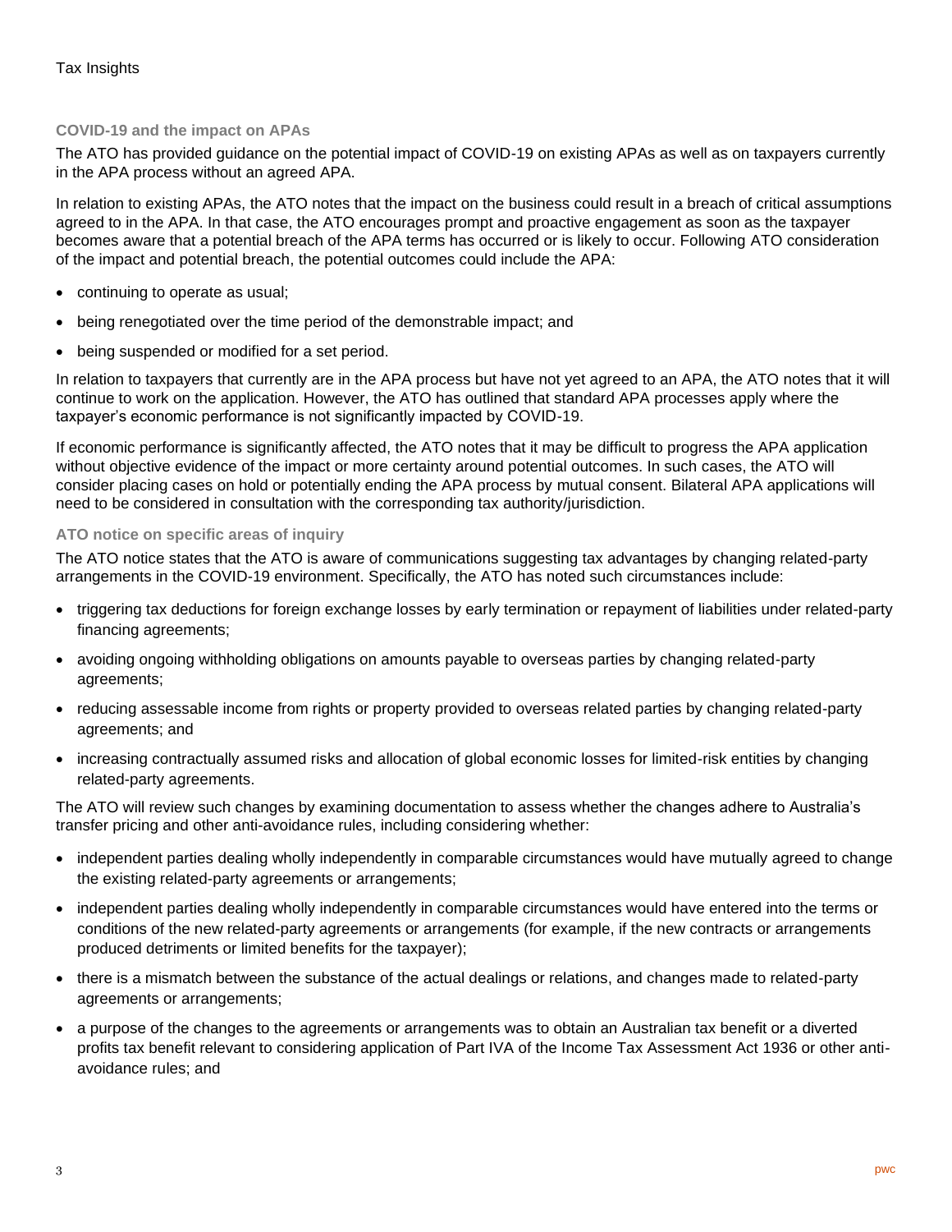### COVID-19 and the impact on APAs

The ATO has provided guidance on the potential impact of COVID-19 on existing APAs as well as on taxpayers currently in the APA process without an agreed APA.

In relation to existing APAs, the ATO notes that the impact on the business could result in a breach of critical assumptions agreed to in the APA. In that case, the ATO encourages prompt and proactive engagement as soon as the taxpayer becomes aware that a potential breach of the APA terms has occurred or is likely to occur. Following ATO consideration of the impact and potential breach, the potential outcomes could include the APA:

- continuing to operate as usual;
- being renegotiated over the time period of the demonstrable impact; and
- being suspended or modified for a set period.

In relation to taxpayers that currently are in the APA process but have not yet agreed to an APA, the ATO notes that it will continue to work on the application. However, the ATO has outlined that standard APA processes apply where the taxpayer's economic performance is not significantly impacted by COVID-19.

If economic performance is significantly affected, the ATO notes that it may be difficult to progress the APA application without objective evidence of the impact or more certainty around potential outcomes. In such cases, the ATO will consider placing cases on hold or potentially ending the APA process by mutual consent. Bilateral APA applications will need to be considered in consultation with the corresponding tax authority/jurisdiction.

### ATO notice on specific areas of inquiry

The ATO notice states that the ATO is aware of communications suggesting tax advantages by changing related-party arrangements in the COVID-19 environment. Specifically, the ATO has noted such circumstances include:

- triggering tax deductions for foreign exchange losses by early termination or repayment of liabilities under related-party financing agreements;
- avoiding ongoing withholding obligations on amounts payable to overseas parties by changing related-party agreements;
- reducing assessable income from rights or property provided to overseas related parties by changing related-party agreements; and
- increasing contractually assumed risks and allocation of global economic losses for limited-risk entities by changing related-party agreements.

The ATO will review such changes by examining documentation to assess whether the changes adhere to Australia's transfer pricing and other anti-avoidance rules, including considering whether:

- independent parties dealing wholly independently in comparable circumstances would have mutually agreed to change the existing related-party agreements or arrangements;
- independent parties dealing wholly independently in comparable circumstances would have entered into the terms or conditions of the new related-party agreements or arrangements (for example, if the new contracts or arrangements produced detriments or limited benefits for the taxpayer);
- there is a mismatch between the substance of the actual dealings or relations, and changes made to related-party agreements or arrangements;
- a purpose of the changes to the agreements or arrangements was to obtain an Australian tax benefit or a diverted profits tax benefit relevant to considering application of Part IVA of the Income Tax Assessment Act 1936 or other anti-avoidance rules; and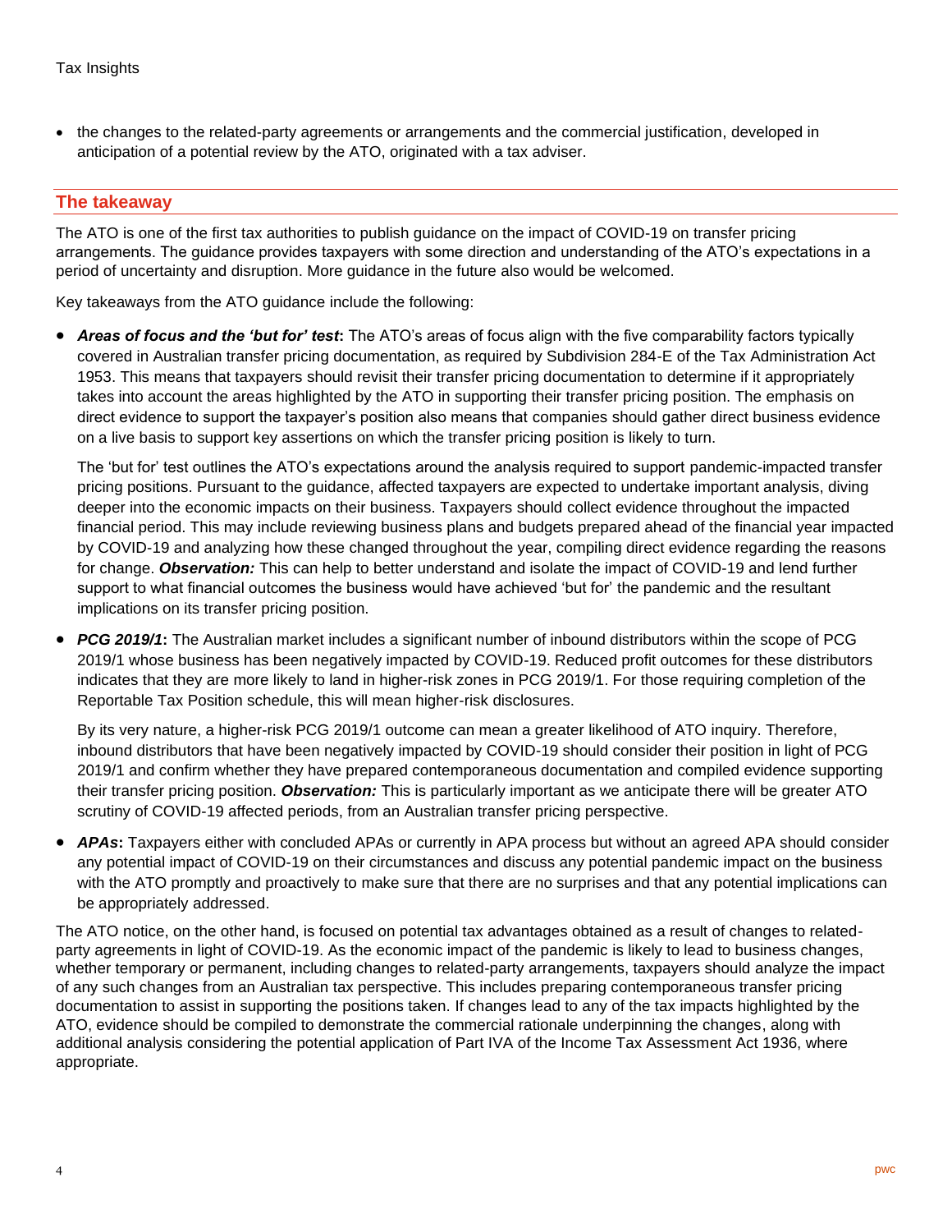- the changes to the related-party agreements or arrangements and the commercial justification, developed in anticipation of a potential review by the ATO, originated with a tax adviser.

## The takeaway

The ATO is one of the first tax authorities to publish guidance on the impact of COVID-19 on transfer pricing arrangements. The guidance provides taxpayers with some direction and understanding of the ATO's expectations in a period of uncertainty and disruption. More guidance in the future also would be welcomed.

Key takeaways from the ATO guidance include the following:

- ***Areas of focus and the 'but for' test*:** The ATO's areas of focus align with the five comparability factors typically covered in Australian transfer pricing documentation, as required by Subdivision 284-E of the Tax Administration Act 1953. This means that taxpayers should revisit their transfer pricing documentation to determine if it appropriately takes into account the areas highlighted by the ATO in supporting their transfer pricing position. The emphasis on direct evidence to support the taxpayer's position also means that companies should gather direct business evidence on a live basis to support key assertions on which the transfer pricing position is likely to turn.

  The 'but for' test outlines the ATO's expectations around the analysis required to support pandemic-impacted transfer pricing positions. Pursuant to the guidance, affected taxpayers are expected to undertake important analysis, diving deeper into the economic impacts on their business. Taxpayers should collect evidence throughout the impacted financial period. This may include reviewing business plans and budgets prepared ahead of the financial year impacted by COVID-19 and analyzing how these changed throughout the year, compiling direct evidence regarding the reasons for change. ***Observation:*** This can help to better understand and isolate the impact of COVID-19 and lend further support to what financial outcomes the business would have achieved 'but for' the pandemic and the resultant implications on its transfer pricing position.

- ***PCG 2019/1*:** The Australian market includes a significant number of inbound distributors within the scope of PCG 2019/1 whose business has been negatively impacted by COVID-19. Reduced profit outcomes for these distributors indicates that they are more likely to land in higher-risk zones in PCG 2019/1. For those requiring completion of the Reportable Tax Position schedule, this will mean higher-risk disclosures.

  By its very nature, a higher-risk PCG 2019/1 outcome can mean a greater likelihood of ATO inquiry. Therefore, inbound distributors that have been negatively impacted by COVID-19 should consider their position in light of PCG 2019/1 and confirm whether they have prepared contemporaneous documentation and compiled evidence supporting their transfer pricing position. ***Observation:*** This is particularly important as we anticipate there will be greater ATO scrutiny of COVID-19 affected periods, from an Australian transfer pricing perspective.

- ***APAs*:** Taxpayers either with concluded APAs or currently in APA process but without an agreed APA should consider any potential impact of COVID-19 on their circumstances and discuss any potential pandemic impact on the business with the ATO promptly and proactively to make sure that there are no surprises and that any potential implications can be appropriately addressed.

The ATO notice, on the other hand, is focused on potential tax advantages obtained as a result of changes to related-party agreements in light of COVID-19. As the economic impact of the pandemic is likely to lead to business changes, whether temporary or permanent, including changes to related-party arrangements, taxpayers should analyze the impact of any such changes from an Australian tax perspective. This includes preparing contemporaneous transfer pricing documentation to assist in supporting the positions taken. If changes lead to any of the tax impacts highlighted by the ATO, evidence should be compiled to demonstrate the commercial rationale underpinning the changes, along with additional analysis considering the potential application of Part IVA of the Income Tax Assessment Act 1936, where appropriate.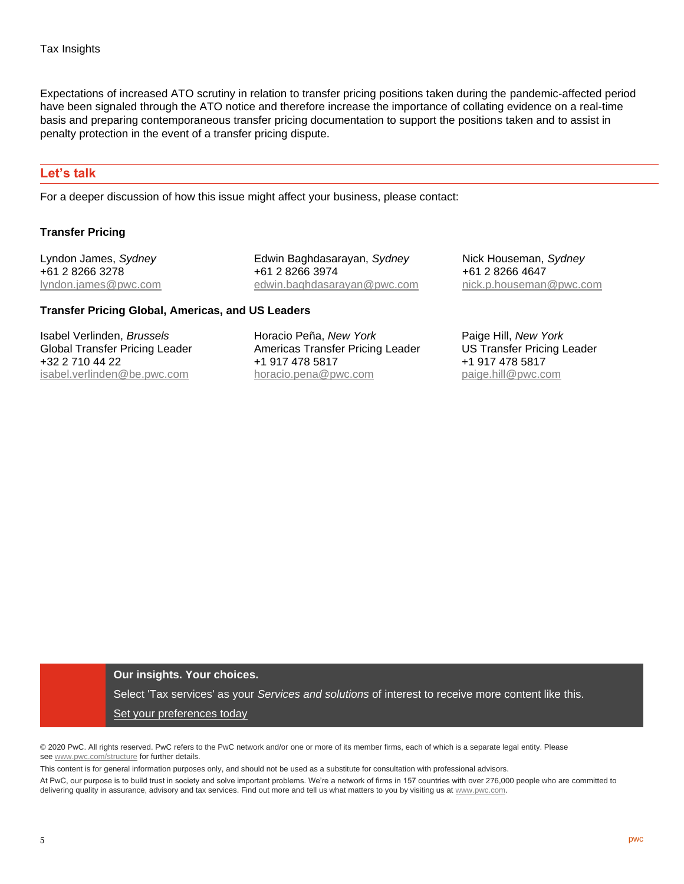Expectations of increased ATO scrutiny in relation to transfer pricing positions taken during the pandemic-affected period have been signaled through the ATO notice and therefore increase the importance of collating evidence on a real-time basis and preparing contemporaneous transfer pricing documentation to support the positions taken and to assist in penalty protection in the event of a transfer pricing dispute.

## Let's talk

For a deeper discussion of how this issue might affect your business, please contact:

### Transfer Pricing

Lyndon James, *Sydney*
+61 2 8266 3278
lyndon.james@pwc.com

Edwin Baghdasarayan, *Sydney*
+61 2 8266 3974
edwin.baghdasarayan@pwc.com

Nick Houseman, *Sydney*
+61 2 8266 4647
nick.p.houseman@pwc.com

### Transfer Pricing Global, Americas, and US Leaders

Isabel Verlinden, *Brussels*
Global Transfer Pricing Leader
+32 2 710 44 22
isabel.verlinden@be.pwc.com

Horacio Peña, *New York*
Americas Transfer Pricing Leader
+1 917 478 5817
horacio.pena@pwc.com

Paige Hill, *New York*
US Transfer Pricing Leader
+1 917 478 5817
paige.hill@pwc.com

**Our insights. Your choices.**

Select 'Tax services' as your *Services and solutions* of interest to receive more content like this.

Set your preferences today

© 2020 PwC. All rights reserved. PwC refers to the PwC network and/or one or more of its member firms, each of which is a separate legal entity. Please see www.pwc.com/structure for further details.

This content is for general information purposes only, and should not be used as a substitute for consultation with professional advisors.

At PwC, our purpose is to build trust in society and solve important problems. We're a network of firms in 157 countries with over 276,000 people who are committed to delivering quality in assurance, advisory and tax services. Find out more and tell us what matters to you by visiting us at www.pwc.com.